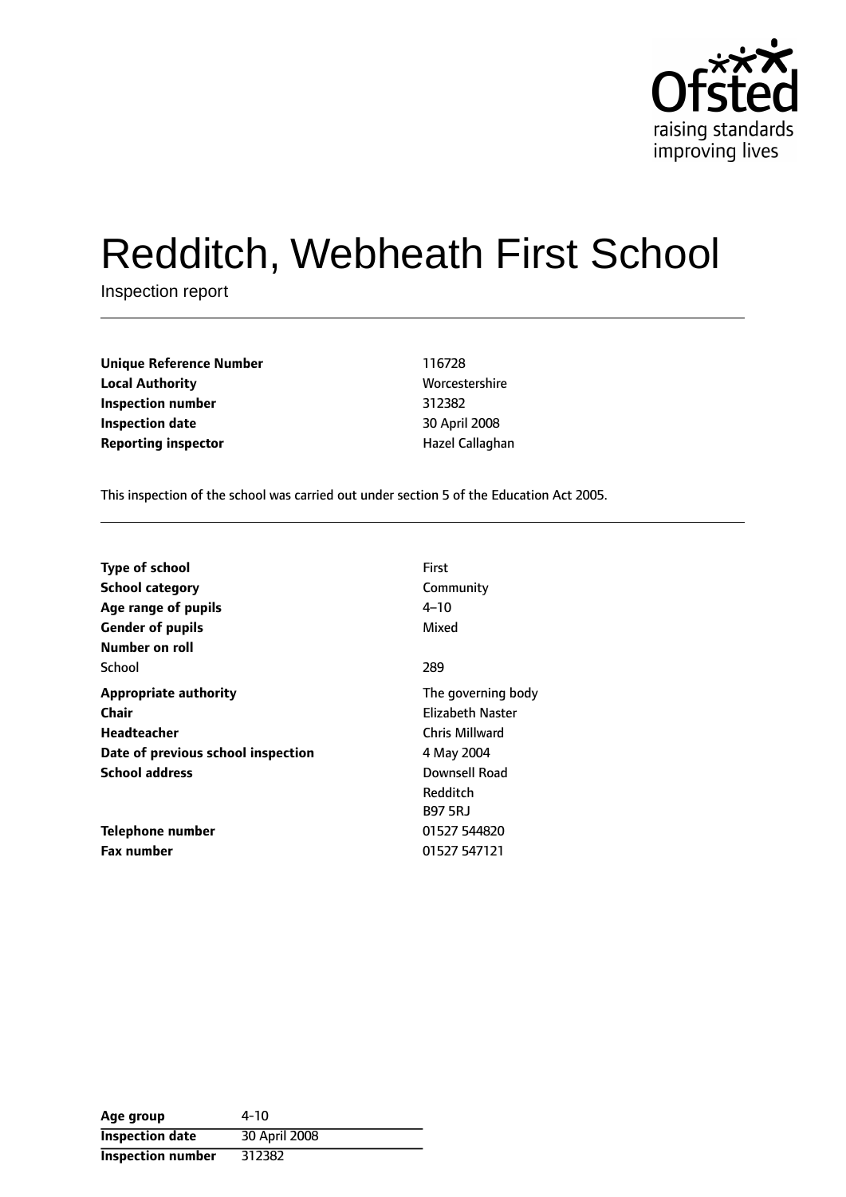Ofsted
raising standards
improving lives

# Redditch, Webheath First School

Inspection report

| | |
|---|---|
| **Unique Reference Number** | 116728 |
| **Local Authority** | Worcestershire |
| **Inspection number** | 312382 |
| **Inspection date** | 30 April 2008 |
| **Reporting inspector** | Hazel Callaghan |

This inspection of the school was carried out under section 5 of the Education Act 2005.

| | |
|---|---|
| **Type of school** | First |
| **School category** | Community |
| **Age range of pupils** | 4–10 |
| **Gender of pupils** | Mixed |
| **Number on roll** | |
| School | 289 |
| **Appropriate authority** | The governing body |
| **Chair** | Elizabeth Naster |
| **Headteacher** | Chris Millward |
| **Date of previous school inspection** | 4 May 2004 |
| **School address** | Downsell Road<br>Redditch<br>B97 5RJ |
| **Telephone number** | 01527 544820 |
| **Fax number** | 01527 547121 |

| | |
|---|---|
| **Age group** | 4-10 |
| **Inspection date** | 30 April 2008 |
| **Inspection number** | 312382 |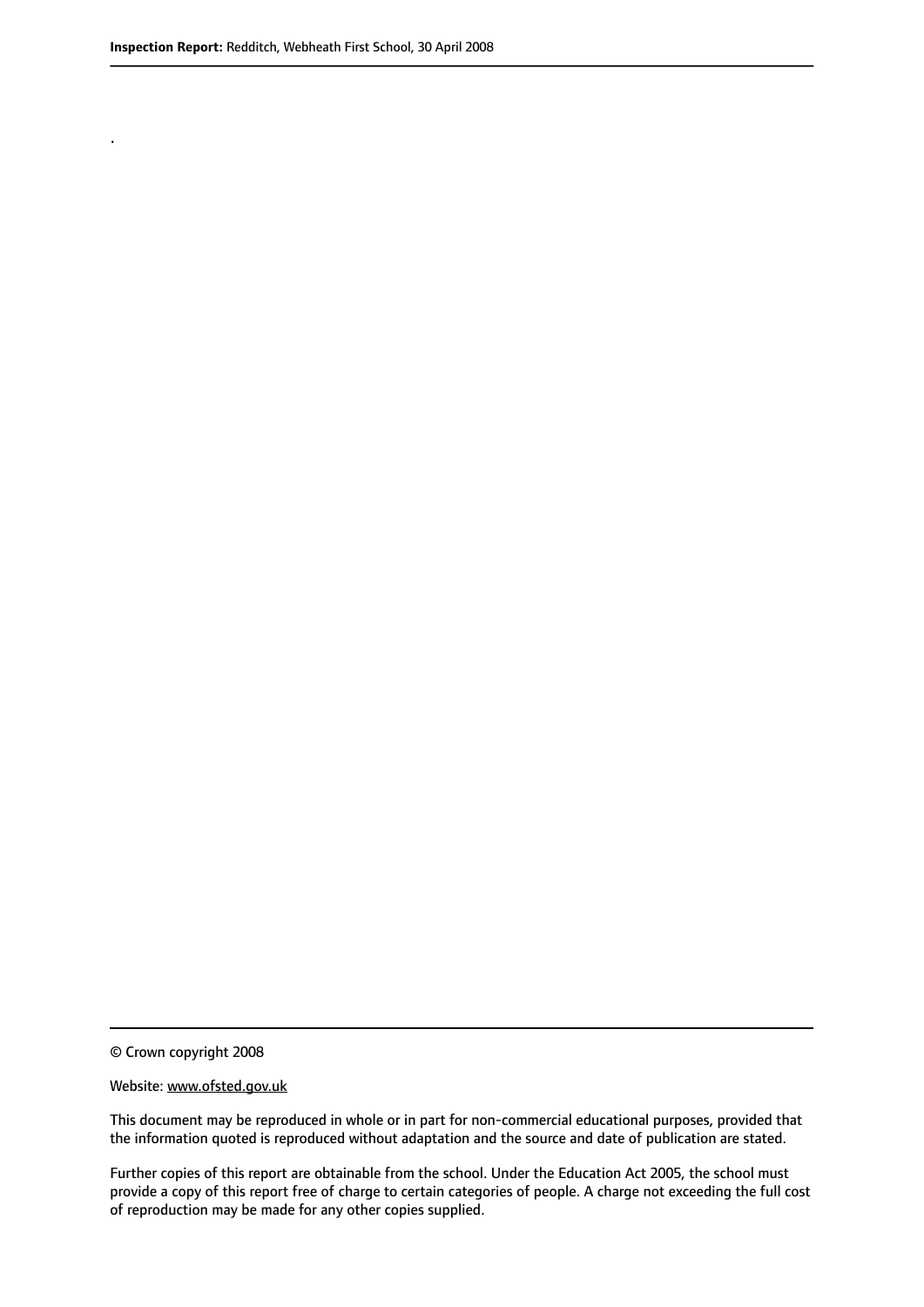.

© Crown copyright 2008

Website: www.ofsted.gov.uk

This document may be reproduced in whole or in part for non-commercial educational purposes, provided that the information quoted is reproduced without adaptation and the source and date of publication are stated.

Further copies of this report are obtainable from the school. Under the Education Act 2005, the school must provide a copy of this report free of charge to certain categories of people. A charge not exceeding the full cost of reproduction may be made for any other copies supplied.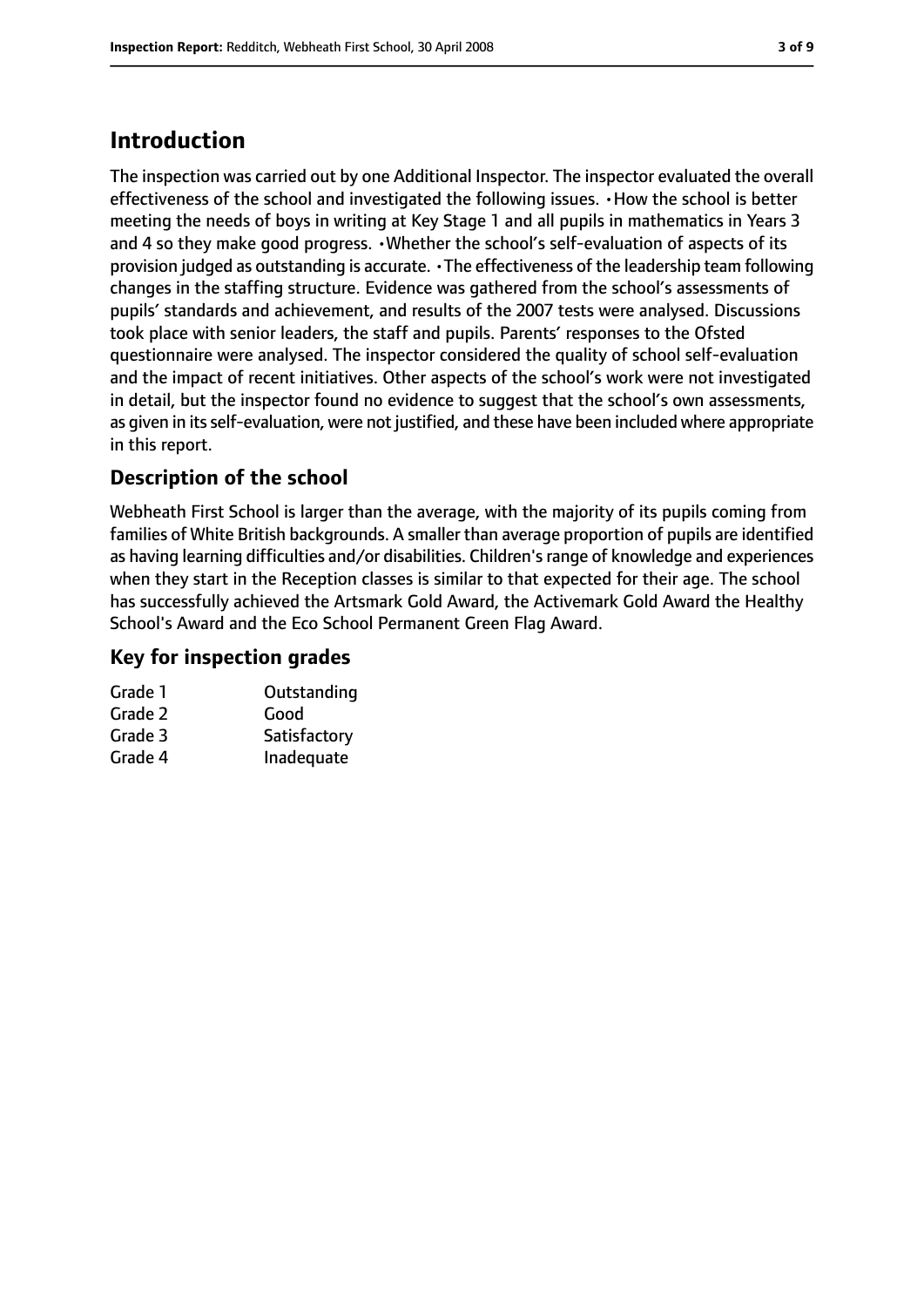## Introduction

The inspection was carried out by one Additional Inspector. The inspector evaluated the overall effectiveness of the school and investigated the following issues. • How the school is better meeting the needs of boys in writing at Key Stage 1 and all pupils in mathematics in Years 3 and 4 so they make good progress. • Whether the school's self-evaluation of aspects of its provision judged as outstanding is accurate. • The effectiveness of the leadership team following changes in the staffing structure. Evidence was gathered from the school's assessments of pupils' standards and achievement, and results of the 2007 tests were analysed. Discussions took place with senior leaders, the staff and pupils. Parents' responses to the Ofsted questionnaire were analysed. The inspector considered the quality of school self-evaluation and the impact of recent initiatives. Other aspects of the school's work were not investigated in detail, but the inspector found no evidence to suggest that the school's own assessments, as given in its self-evaluation, were not justified, and these have been included where appropriate in this report.

### Description of the school

Webheath First School is larger than the average, with the majority of its pupils coming from families of White British backgrounds. A smaller than average proportion of pupils are identified as having learning difficulties and/or disabilities. Children's range of knowledge and experiences when they start in the Reception classes is similar to that expected for their age. The school has successfully achieved the Artsmark Gold Award, the Activemark Gold Award the Healthy School's Award and the Eco School Permanent Green Flag Award.

### Key for inspection grades

| | |
|---|---|
| Grade 1 | Outstanding |
| Grade 2 | Good |
| Grade 3 | Satisfactory |
| Grade 4 | Inadequate |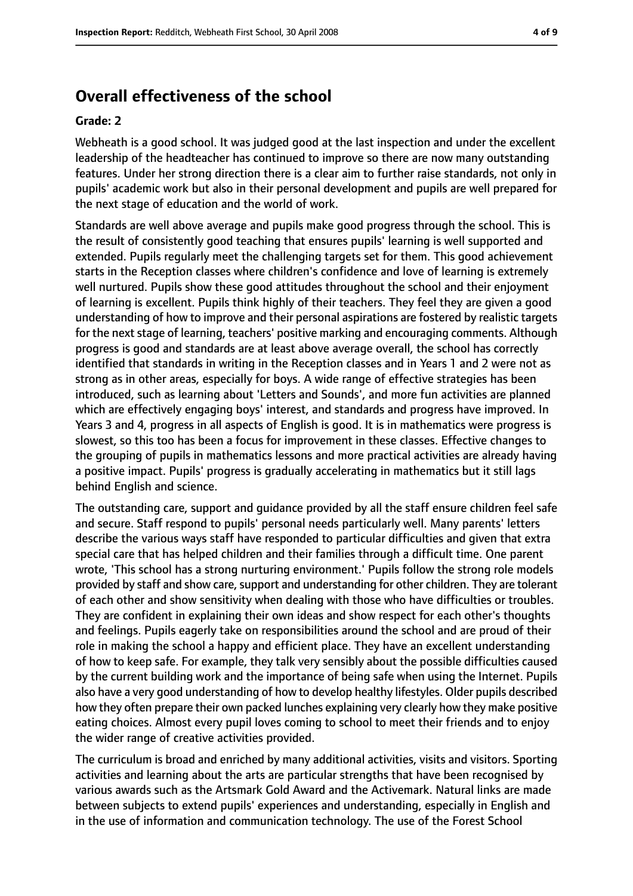## Overall effectiveness of the school

### Grade: 2

Webheath is a good school. It was judged good at the last inspection and under the excellent leadership of the headteacher has continued to improve so there are now many outstanding features. Under her strong direction there is a clear aim to further raise standards, not only in pupils' academic work but also in their personal development and pupils are well prepared for the next stage of education and the world of work.

Standards are well above average and pupils make good progress through the school. This is the result of consistently good teaching that ensures pupils' learning is well supported and extended. Pupils regularly meet the challenging targets set for them. This good achievement starts in the Reception classes where children's confidence and love of learning is extremely well nurtured. Pupils show these good attitudes throughout the school and their enjoyment of learning is excellent. Pupils think highly of their teachers. They feel they are given a good understanding of how to improve and their personal aspirations are fostered by realistic targets for the next stage of learning, teachers' positive marking and encouraging comments. Although progress is good and standards are at least above average overall, the school has correctly identified that standards in writing in the Reception classes and in Years 1 and 2 were not as strong as in other areas, especially for boys. A wide range of effective strategies has been introduced, such as learning about 'Letters and Sounds', and more fun activities are planned which are effectively engaging boys' interest, and standards and progress have improved. In Years 3 and 4, progress in all aspects of English is good. It is in mathematics were progress is slowest, so this too has been a focus for improvement in these classes. Effective changes to the grouping of pupils in mathematics lessons and more practical activities are already having a positive impact. Pupils' progress is gradually accelerating in mathematics but it still lags behind English and science.

The outstanding care, support and guidance provided by all the staff ensure children feel safe and secure. Staff respond to pupils' personal needs particularly well. Many parents' letters describe the various ways staff have responded to particular difficulties and given that extra special care that has helped children and their families through a difficult time. One parent wrote, 'This school has a strong nurturing environment.' Pupils follow the strong role models provided by staff and show care, support and understanding for other children. They are tolerant of each other and show sensitivity when dealing with those who have difficulties or troubles. They are confident in explaining their own ideas and show respect for each other's thoughts and feelings. Pupils eagerly take on responsibilities around the school and are proud of their role in making the school a happy and efficient place. They have an excellent understanding of how to keep safe. For example, they talk very sensibly about the possible difficulties caused by the current building work and the importance of being safe when using the Internet. Pupils also have a very good understanding of how to develop healthy lifestyles. Older pupils described how they often prepare their own packed lunches explaining very clearly how they make positive eating choices. Almost every pupil loves coming to school to meet their friends and to enjoy the wider range of creative activities provided.

The curriculum is broad and enriched by many additional activities, visits and visitors. Sporting activities and learning about the arts are particular strengths that have been recognised by various awards such as the Artsmark Gold Award and the Activemark. Natural links are made between subjects to extend pupils' experiences and understanding, especially in English and in the use of information and communication technology. The use of the Forest School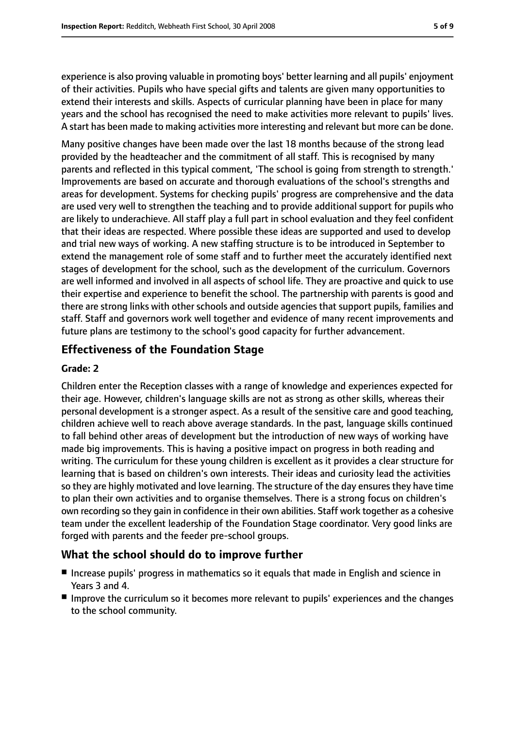experience is also proving valuable in promoting boys' better learning and all pupils' enjoyment of their activities. Pupils who have special gifts and talents are given many opportunities to extend their interests and skills. Aspects of curricular planning have been in place for many years and the school has recognised the need to make activities more relevant to pupils' lives. A start has been made to making activities more interesting and relevant but more can be done.

Many positive changes have been made over the last 18 months because of the strong lead provided by the headteacher and the commitment of all staff. This is recognised by many parents and reflected in this typical comment, 'The school is going from strength to strength.' Improvements are based on accurate and thorough evaluations of the school's strengths and areas for development. Systems for checking pupils' progress are comprehensive and the data are used very well to strengthen the teaching and to provide additional support for pupils who are likely to underachieve. All staff play a full part in school evaluation and they feel confident that their ideas are respected. Where possible these ideas are supported and used to develop and trial new ways of working. A new staffing structure is to be introduced in September to extend the management role of some staff and to further meet the accurately identified next stages of development for the school, such as the development of the curriculum. Governors are well informed and involved in all aspects of school life. They are proactive and quick to use their expertise and experience to benefit the school. The partnership with parents is good and there are strong links with other schools and outside agencies that support pupils, families and staff. Staff and governors work well together and evidence of many recent improvements and future plans are testimony to the school's good capacity for further advancement.

## Effectiveness of the Foundation Stage

**Grade: 2**

Children enter the Reception classes with a range of knowledge and experiences expected for their age. However, children's language skills are not as strong as other skills, whereas their personal development is a stronger aspect. As a result of the sensitive care and good teaching, children achieve well to reach above average standards. In the past, language skills continued to fall behind other areas of development but the introduction of new ways of working have made big improvements. This is having a positive impact on progress in both reading and writing. The curriculum for these young children is excellent as it provides a clear structure for learning that is based on children's own interests. Their ideas and curiosity lead the activities so they are highly motivated and love learning. The structure of the day ensures they have time to plan their own activities and to organise themselves. There is a strong focus on children's own recording so they gain in confidence in their own abilities. Staff work together as a cohesive team under the excellent leadership of the Foundation Stage coordinator. Very good links are forged with parents and the feeder pre-school groups.

## What the school should do to improve further

- Increase pupils' progress in mathematics so it equals that made in English and science in Years 3 and 4.
- Improve the curriculum so it becomes more relevant to pupils' experiences and the changes to the school community.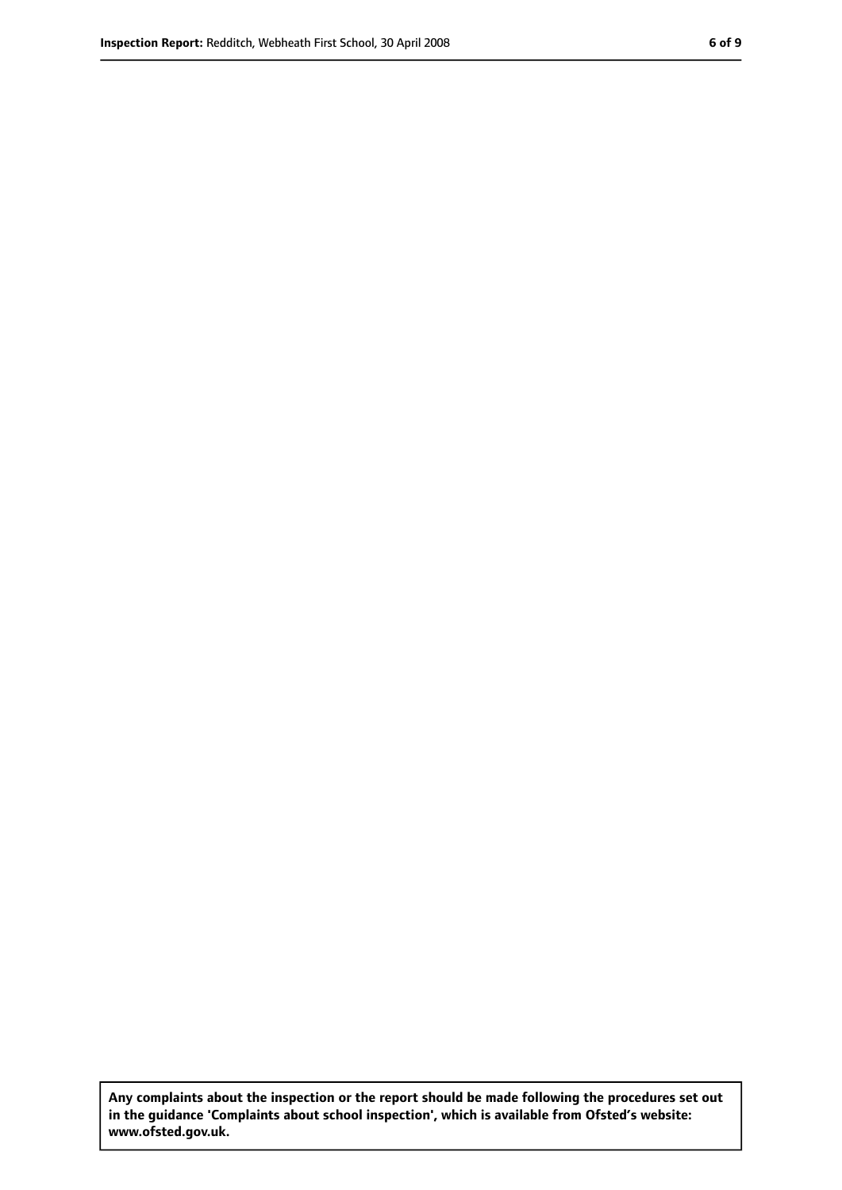**Any complaints about the inspection or the report should be made following the procedures set out in the guidance 'Complaints about school inspection', which is available from Ofsted's website: www.ofsted.gov.uk.**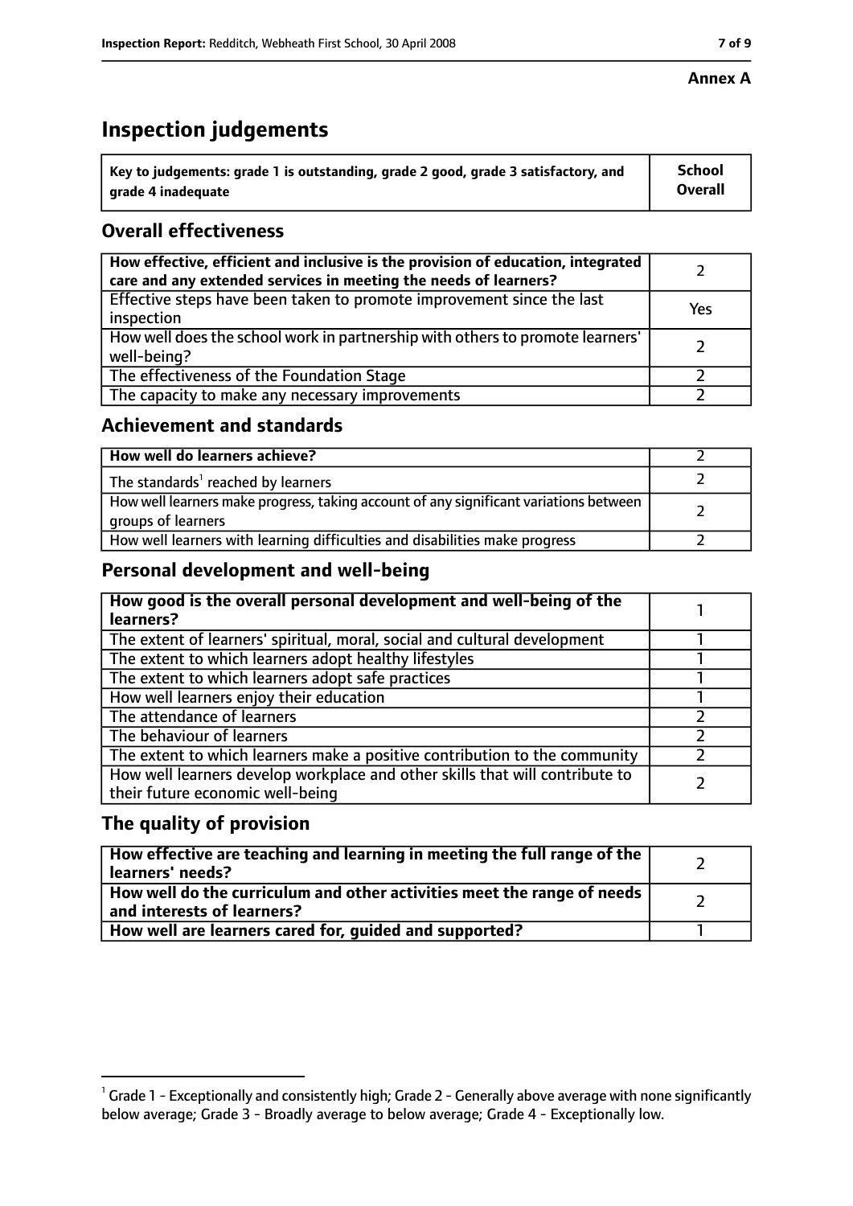**Annex A**

# Inspection judgements

| Key to judgements: grade 1 is outstanding, grade 2 good, grade 3 satisfactory, and grade 4 inadequate | School Overall |
|---|---|

## Overall effectiveness

| | |
|---|---|
| **How effective, efficient and inclusive is the provision of education, integrated care and any extended services in meeting the needs of learners?** | 2 |
| Effective steps have been taken to promote improvement since the last inspection | Yes |
| How well does the school work in partnership with others to promote learners' well-being? | 2 |
| The effectiveness of the Foundation Stage | 2 |
| The capacity to make any necessary improvements | 2 |

## Achievement and standards

| | |
|---|---|
| **How well do learners achieve?** | 2 |
| The standards[1] reached by learners | 2 |
| How well learners make progress, taking account of any significant variations between groups of learners | 2 |
| How well learners with learning difficulties and disabilities make progress | 2 |

## Personal development and well-being

| | |
|---|---|
| **How good is the overall personal development and well-being of the learners?** | 1 |
| The extent of learners' spiritual, moral, social and cultural development | 1 |
| The extent to which learners adopt healthy lifestyles | 1 |
| The extent to which learners adopt safe practices | 1 |
| How well learners enjoy their education | 1 |
| The attendance of learners | 2 |
| The behaviour of learners | 2 |
| The extent to which learners make a positive contribution to the community | 2 |
| How well learners develop workplace and other skills that will contribute to their future economic well-being | 2 |

## The quality of provision

| | |
|---|---|
| **How effective are teaching and learning in meeting the full range of the learners' needs?** | 2 |
| **How well do the curriculum and other activities meet the range of needs and interests of learners?** | 2 |
| **How well are learners cared for, guided and supported?** | 1 |

[1] Grade 1 - Exceptionally and consistently high; Grade 2 - Generally above average with none significantly below average; Grade 3 - Broadly average to below average; Grade 4 - Exceptionally low.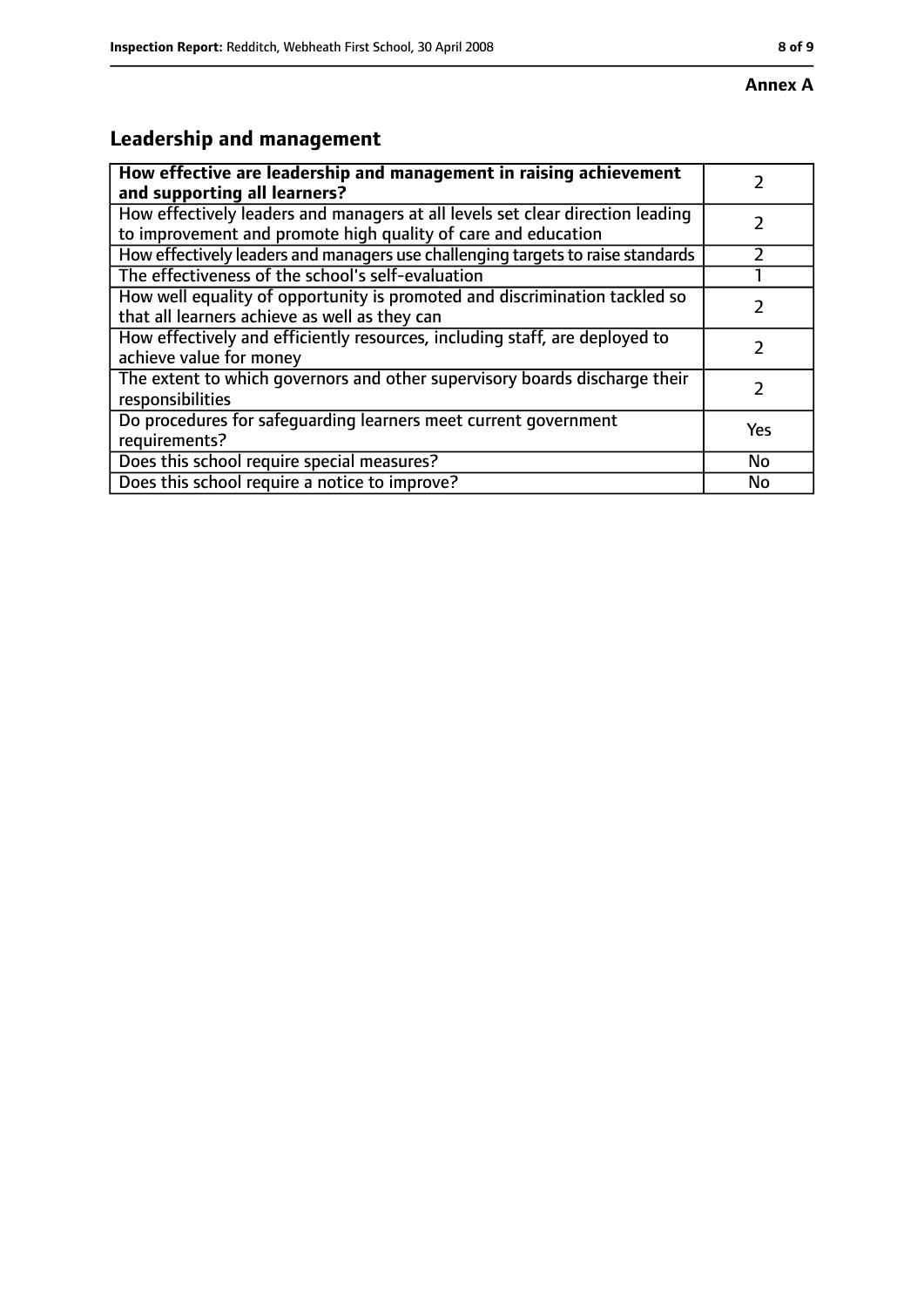**Annex A**

## Leadership and management

| **How effective are leadership and management in raising achievement and supporting all learners?** | 2 |
|---|---|
| How effectively leaders and managers at all levels set clear direction leading to improvement and promote high quality of care and education | 2 |
| How effectively leaders and managers use challenging targets to raise standards | 2 |
| The effectiveness of the school's self-evaluation | 1 |
| How well equality of opportunity is promoted and discrimination tackled so that all learners achieve as well as they can | 2 |
| How effectively and efficiently resources, including staff, are deployed to achieve value for money | 2 |
| The extent to which governors and other supervisory boards discharge their responsibilities | 2 |
| Do procedures for safeguarding learners meet current government requirements? | Yes |
| Does this school require special measures? | No |
| Does this school require a notice to improve? | No |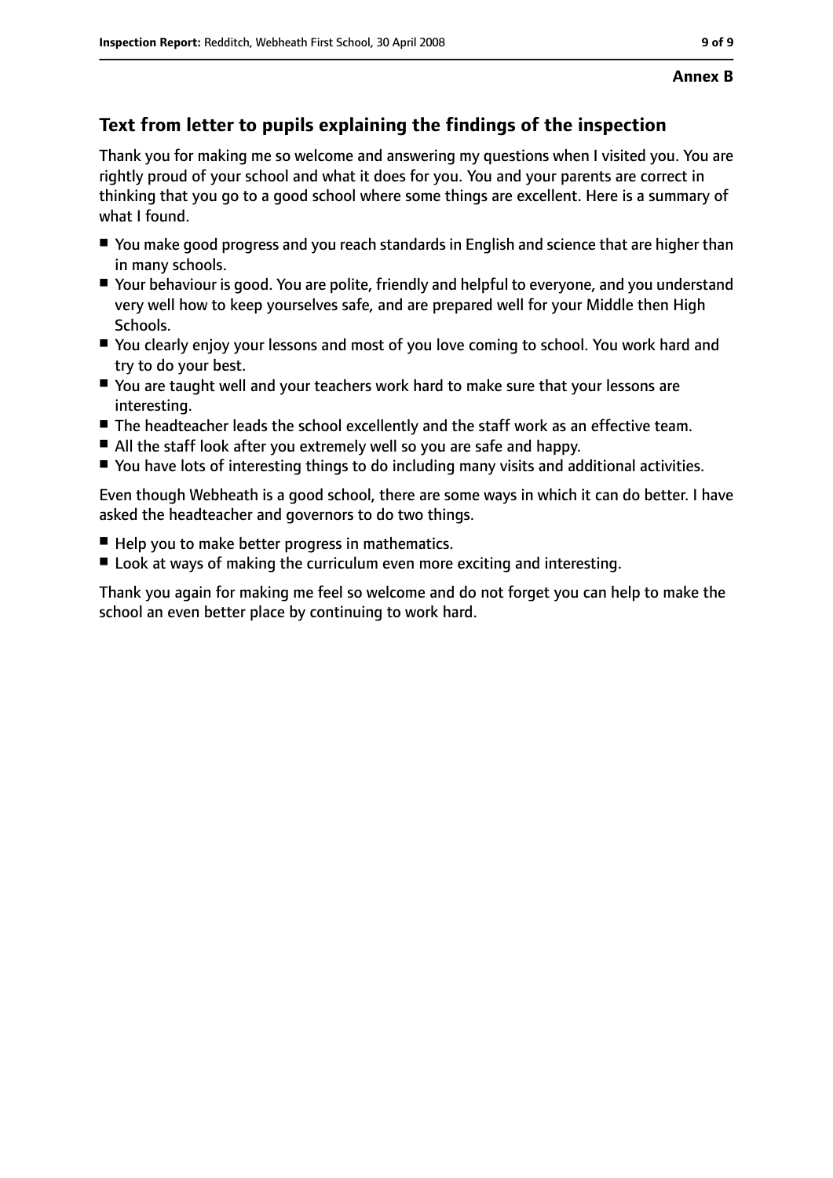**Annex B**

## Text from letter to pupils explaining the findings of the inspection

Thank you for making me so welcome and answering my questions when I visited you. You are rightly proud of your school and what it does for you. You and your parents are correct in thinking that you go to a good school where some things are excellent. Here is a summary of what I found.

- You make good progress and you reach standards in English and science that are higher than in many schools.
- Your behaviour is good. You are polite, friendly and helpful to everyone, and you understand very well how to keep yourselves safe, and are prepared well for your Middle then High Schools.
- You clearly enjoy your lessons and most of you love coming to school. You work hard and try to do your best.
- You are taught well and your teachers work hard to make sure that your lessons are interesting.
- The headteacher leads the school excellently and the staff work as an effective team.
- All the staff look after you extremely well so you are safe and happy.
- You have lots of interesting things to do including many visits and additional activities.

Even though Webheath is a good school, there are some ways in which it can do better. I have asked the headteacher and governors to do two things.

- Help you to make better progress in mathematics.
- Look at ways of making the curriculum even more exciting and interesting.

Thank you again for making me feel so welcome and do not forget you can help to make the school an even better place by continuing to work hard.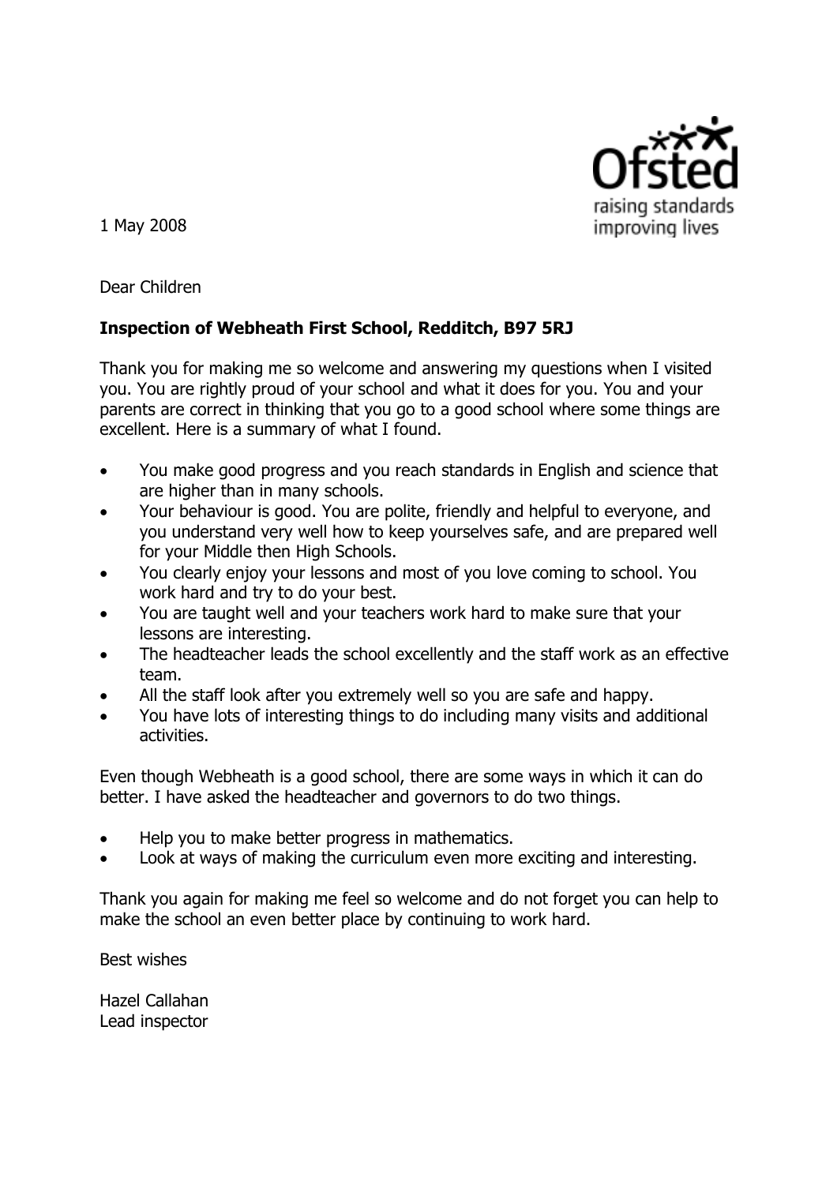1 May 2008

Dear Children

**Inspection of Webheath First School, Redditch, B97 5RJ**

Thank you for making me so welcome and answering my questions when I visited you. You are rightly proud of your school and what it does for you. You and your parents are correct in thinking that you go to a good school where some things are excellent. Here is a summary of what I found.

- You make good progress and you reach standards in English and science that are higher than in many schools.
- Your behaviour is good. You are polite, friendly and helpful to everyone, and you understand very well how to keep yourselves safe, and are prepared well for your Middle then High Schools.
- You clearly enjoy your lessons and most of you love coming to school. You work hard and try to do your best.
- You are taught well and your teachers work hard to make sure that your lessons are interesting.
- The headteacher leads the school excellently and the staff work as an effective team.
- All the staff look after you extremely well so you are safe and happy.
- You have lots of interesting things to do including many visits and additional activities.

Even though Webheath is a good school, there are some ways in which it can do better. I have asked the headteacher and governors to do two things.

- Help you to make better progress in mathematics.
- Look at ways of making the curriculum even more exciting and interesting.

Thank you again for making me feel so welcome and do not forget you can help to make the school an even better place by continuing to work hard.

Best wishes

Hazel Callahan
Lead inspector